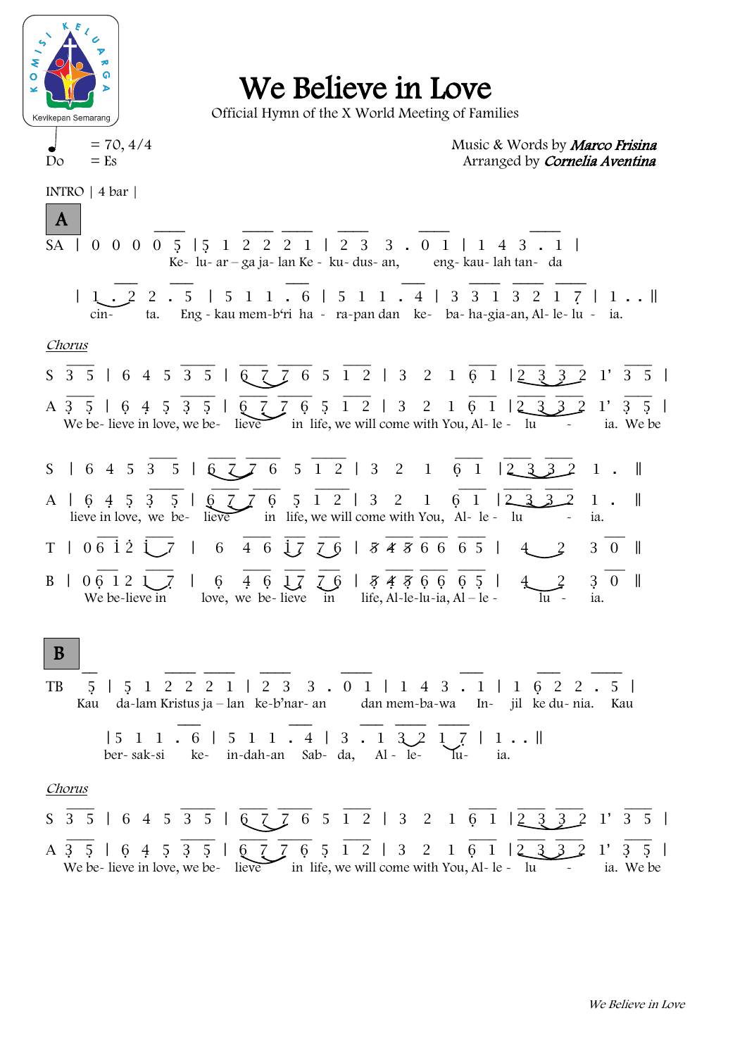# We Believe in Love

Official Hymn of the X World Meeting of Families

♩ = 70, 4/4
Do = Es

Music & Words by ***Marco Frisina***
Arranged by ***Cornelia Aventina***

INTRO | 4 bar |

**A**

```
SA | 0 0 0 0 5 |5 1 2 2 2 1 | 2 3 3 . 0 1 | 1 4 3 . 1 |
             Ke- lu- ar – ga ja- lan Ke - ku- dus- an,   eng- kau- lah tan- da

   | 1 . 2 2 . 5 | 5 1 1 . 6 | 5 1 1 . 4 | 3 3 1 3 2 1 7 | 1 . . ||
     cin-    ta.  Eng - kau mem-b'ri ha - ra-pan dan ke- ba- ha-gia-an, Al- le- lu - ia.
```

*Chorus*

```
S 3 5 | 6 4 5 3 5 | 6 7 7 6 5 1 2 | 3 2 1 6 1 |2 3 3 2 1' 3 5 |
A 3 5 | 6 4 5 3 5 | 6 7 7 6 5 1 2 | 3 2 1 6 1 |2 3 3 2 1' 3 5 |
  We be- lieve in love, we be- lieve  in life, we will come with You, Al- le - lu - ia. We be

S | 6 4 5 3 5 | 6 7 7 6 5 1 2 | 3 2 1 6 1 |2 3 3 2 1 . ||
A | 6 4 5 3 5 | 6 7 7 6 5 1 2 | 3 2 1 6 1 |2 3 3 2 1 . ||
  lieve in love, we be- lieve  in life, we will come with You, Al- le - lu - ia.
T | 0 6 1 2 1 7 | 6 4 6 1 7 7 6 | 5 4 5 6 6 6 5 | 4 2 3 0 ||
B | 0 6 1 2 1 7 | 6 4 6 1 7 7 6 | 5 4 5 6 6 6 5 | 4 2 3 0 ||
  We be-lieve in love, we be- lieve in life, Al-le-lu-ia, Al – le - lu - ia.
```

**B**

```
TB 5 | 5 1 2 2 2 1 | 2 3 3 . 0 1 | 1 4 3 . 1 | 1 6 2 2 . 5 |
  Kau da-lam Kristus ja – lan ke-b'nar- an  dan mem-ba-wa In- jil ke du- nia. Kau

   |5 1 1 . 6 | 5 1 1 . 4 | 3 . 1 3 2 1 7 | 1 . . ||
   ber- sak-si ke- in-dah-an Sab- da, Al - le- lu- ia.
```

*Chorus*

```
S 3 5 | 6 4 5 3 5 | 6 7 7 6 5 1 2 | 3 2 1 6 1 |2 3 3 2 1' 3 5 |
A 3 5 | 6 4 5 3 5 | 6 7 7 6 5 1 2 | 3 2 1 6 1 |2 3 3 2 1' 3 5 |
  We be- lieve in love, we be- lieve  in life, we will come with You, Al- le - lu - ia. We be
```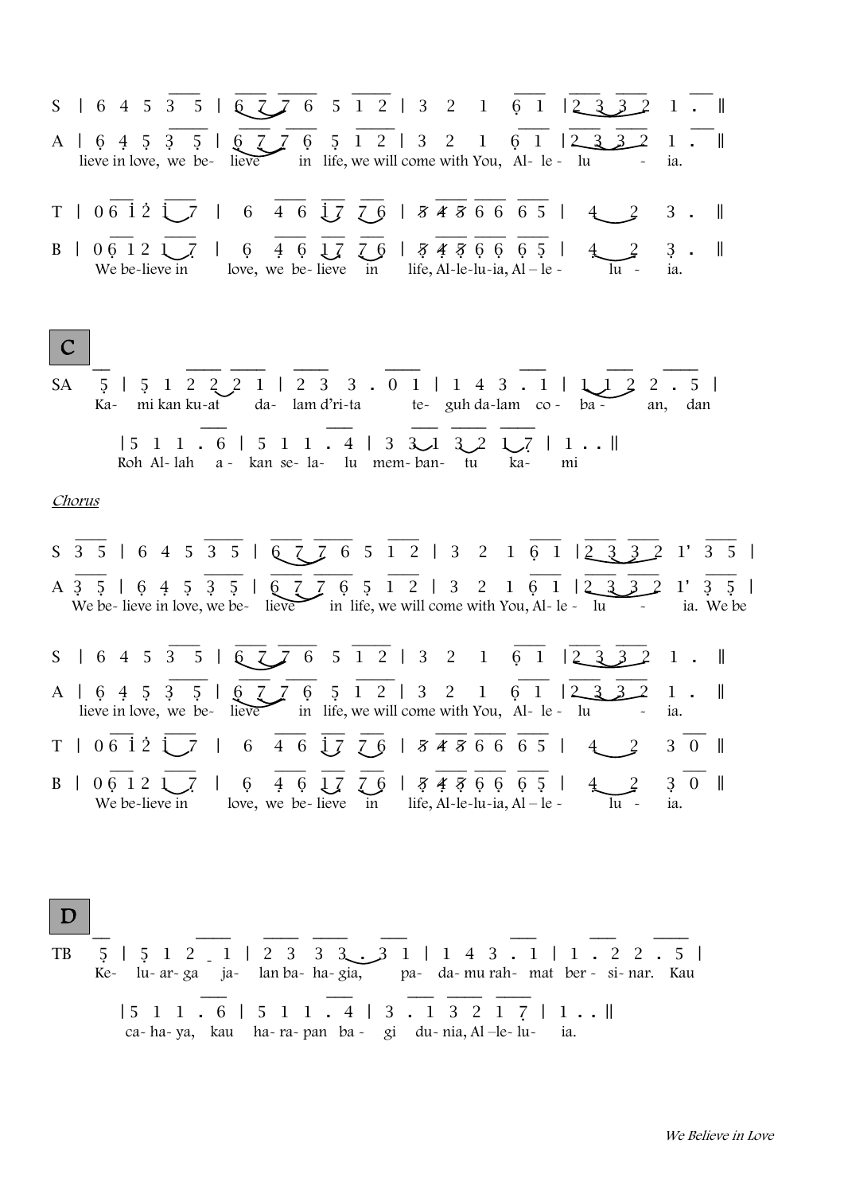S | 6 4 5 3 5 | 6 7 7 6 5 1 2 | 3 2 1 6 1 | 2 3 3 2 1 . ||

A | 6 4 5 3 5 | 6 7 7 6 5 1 2 | 3 2 1 6 1 | 2 3 3 2 1 . ||

lieve in love, we be- lieve in life, we will come with You, Al- le - lu - ia.

T | 0 6 1 2 1 7 | 6 4 6 1 7 7 6 | 3 4 3 6 6 6 5 | 4 2 3 . ||

B | 0 6 1 2 1 7 | 6 4 6 1 7 7 6 | 3 4 3 6 6 6 5 | 4 2 3 . ||

We be-lieve in love, we be- lieve in life, Al-le-lu-ia, Al – le - lu - ia.

## C

SA 5 | 5 1 2 2 2 1 | 2 3 3 . 0 1 | 1 4 3 . 1 | 1 1 2 2 . 5 |

Ka- mi kan ku-at da- lam d'ri-ta te- guh da-lam co - ba - an, dan

| 5 1 1 . 6 | 5 1 1 . 4 | 3 3 1 3 2 1 7 | 1 . . ||

Roh Al- lah a - kan se- la- lu mem- ban- tu ka- mi

*Chorus*

S 3 5 | 6 4 5 3 5 | 6 7 7 6 5 1 2 | 3 2 1 6 1 | 2 3 3 2 1' 3 5 |

A 3 5 | 6 4 5 3 5 | 6 7 7 6 5 1 2 | 3 2 1 6 1 | 2 3 3 2 1' 3 5 |

We be- lieve in love, we be- lieve in life, we will come with You, Al- le - lu - ia. We be

S | 6 4 5 3 5 | 6 7 7 6 5 1 2 | 3 2 1 6 1 | 2 3 3 2 1 . ||

A | 6 4 5 3 5 | 6 7 7 6 5 1 2 | 3 2 1 6 1 | 2 3 3 2 1 . ||

lieve in love, we be- lieve in life, we will come with You, Al- le - lu - ia.

T | 0 6 1 2 1 7 | 6 4 6 1 7 7 6 | 3 4 3 6 6 6 5 | 4 2 3 0 ||

B | 0 6 1 2 1 7 | 6 4 6 1 7 7 6 | 3 4 3 6 6 6 5 | 4 2 3 0 ||

We be-lieve in love, we be- lieve in life, Al-le-lu-ia, Al – le - lu - ia.

## D

TB 5 | 5 1 2 - 1 | 2 3 3 3 . 3 1 | 1 4 3 . 1 | 1 . 2 2 . 5 |

Ke- lu- ar- ga ja- lan ba- ha- gia, pa- da- mu rah- mat ber - si- nar. Kau

| 5 1 1 . 6 | 5 1 1 . 4 | 3 . 1 3 2 1 7 | 1 . . ||

ca- ha- ya, kau ha- ra- pan ba - gi du- nia, Al –le- lu- ia.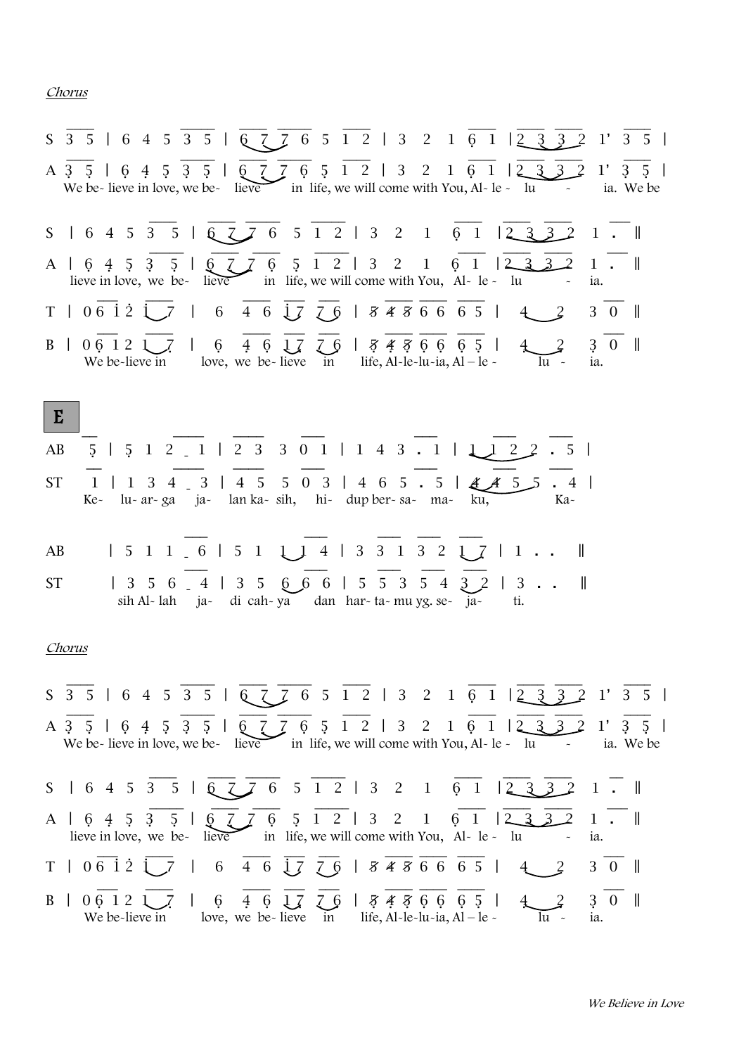*Chorus*

```
S  3 5 | 6 4 5 3 5 | 6 7 7 6 5 1 2 | 3  2  1 6 1 | 2 3 3 2  1'  3 5 |
A  3 5 | 6 4 5 3 5 | 6 7 7 6 5 1 2 | 3  2  1 6 1 | 2 3 3 2  1'  3 5 |
   We be- lieve in love, we be-  lieve    in life, we will come with You, Al- le -  lu    -    ia. We be

S  | 6 4 5 3 5 | 6 7 7 6  5 1 2 | 3  2  1  6 1 | 2 3 3 2  1 .  ||
A  | 6 4 5 3 5 | 6 7 7 6  5 1 2 | 3  2  1  6 1 | 2 3 3 2  1 .  ||
   lieve in love, we be-  lieve    in life, we will come with You,  Al- le -  lu   -   ia.

T  | 0 6 1 2 1 7 |  6  4 6 1 7  7 6 | 5 4 5 6 6  6 5 |  4  2   3 0  ||
B  | 0 6 1 2 1 7 |  6  4 6 1 7  7 6 | 5 4 5 6 6  6 5 |  4  2   3 0  ||
   We be-lieve in      love, we be- lieve  in    life, Al-le-lu-ia, Al – le -    lu  -   ia.
```

## E

```
AB   5 | 5 1 2 _ 1 | 2 3  3 0 1 | 1 4 3 . 1 | 1 1 2 2 . 5 |
ST   1 | 1 3 4 _ 3 | 4 5  5 0 3 | 4 6 5 . 5 | 4 4 5 5 . 4 |
    Ke-  lu- ar- ga  ja-  lan ka- sih,  hi-  dup ber- sa-  ma-  ku,        Ka-

AB     | 5 1 1 _ 6 | 5 1  1 1 4 | 3 3 1 3 2 1 7 | 1 . .  ||
ST     | 3 5 6 _ 4 | 3 5  6 6 6 | 5 5 3 5 4 3 2 | 3 . .  ||
       sih Al- lah   ja-  di cah- ya   dan  har- ta- mu yg. se-  ja-   ti.
```

*Chorus*

```
S  3 5 | 6 4 5 3 5 | 6 7 7 6 5 1 2 | 3  2  1 6 1 | 2 3 3 2  1'  3 5 |
A  3 5 | 6 4 5 3 5 | 6 7 7 6 5 1 2 | 3  2  1 6 1 | 2 3 3 2  1'  3 5 |
   We be- lieve in love, we be-  lieve    in life, we will come with You, Al- le -  lu    -    ia. We be

S  | 6 4 5 3 5 | 6 7 7 6  5 1 2 | 3  2  1  6 1 | 2 3 3 2  1 .  ||
A  | 6 4 5 3 5 | 6 7 7 6  5 1 2 | 3  2  1  6 1 | 2 3 3 2  1 .  ||
   lieve in love, we be-  lieve    in life, we will come with You,  Al- le -  lu   -   ia.

T  | 0 6 1 2 1 7 |  6  4 6 1 7  7 6 | 5 4 5 6 6  6 5 |  4  2   3 0  ||
B  | 0 6 1 2 1 7 |  6  4 6 1 7  7 6 | 5 4 5 6 6  6 5 |  4  2   3 0  ||
   We be-lieve in      love, we be- lieve  in    life, Al-le-lu-ia, Al – le -    lu  -   ia.
```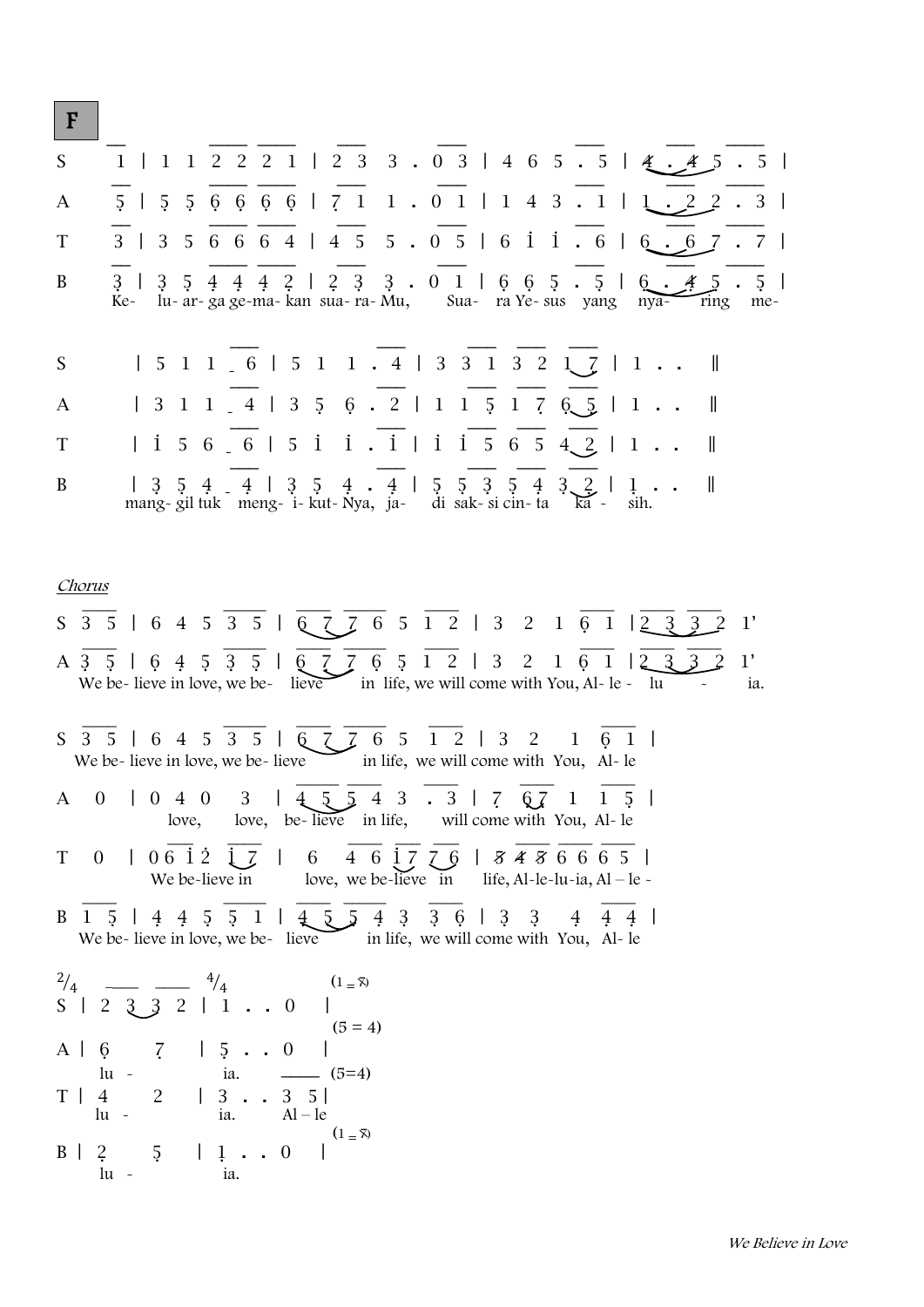**F**

```
S   1 | 1 1 2 2 2 1 | 2 3 3 . 0 3 | 4 6 5 . 5 | 4 . 4 5 . 5 |
A   5 | 5 5 6 6 6 6 | 7 1 1 . 0 1 | 1 4 3 . 1 | 1 . 2 2 . 3 |
T   3 | 3 5 6 6 6 4 | 4 5 5 . 0 5 | 6 i i . 6 | 6 . 6 7 . 7 |
B   3 | 3 5 4 4 4 2 | 2 3 3 . 0 1 | 6 6 5 . 5 | 6 . 4 5 . 5 |
    Ke- lu- ar- ga ge-ma- kan sua- ra- Mu,  Sua- ra Ye- sus yang nya- ring me-

S   | 5 1 1 6 | 5 1 1 . 4 | 3 3 1 3 2 1 7 | 1 . .  ||
A   | 3 1 1 4 | 3 5 6 . 2 | 1 1 5 1 7 6 5 | 1 . .  ||
T   | i 5 6 6 | 5 i i . i | i i 5 6 5 4 2 | 1 . .  ||
B   | 3 5 4 4 | 3 5 4 . 4 | 5 5 3 5 4 3 2 | 1 . .  ||
    mang- gil tuk meng- i- kut- Nya, ja- di sak- si cin- ta ka - sih.
```

*Chorus*

```
S 3 5 | 6 4 5 3 5 | 6 7 7 6 5 1 2 | 3 2 1 6 1 | 2 3 3 2 1'
A 3 5 | 6 4 5 3 5 | 6 7 7 6 5 1 2 | 3 2 1 6 1 | 2 3 3 2 1'
  We be- lieve in love, we be- lieve in life, we will come with You, Al- le - lu - ia.

S 3 5 | 6 4 5 3 5 | 6 7 7 6 5 1 2 | 3 2 1 6 1 |
  We be- lieve in love, we be- lieve in life, we will come with You, Al- le
A 0 | 0 4 0 3 | 4 5 5 4 3 . 3 | 7 6 7 1 1 5 |
  love, love, be- lieve in life, will come with You, Al- le
T 0 | 0 6 i 2 i 7 | 6 4 6 i 7 7 6 | 3 4 3 6 6 6 5 |
  We be-lieve in love, we be-lieve in life, Al-le-lu-ia, Al – le -
B 1 5 | 4 4 5 5 1 | 4 5 5 4 3 3 6 | 3 3 4 4 4 |
  We be- lieve in love, we be- lieve in life, we will come with You, Al- le

2/4          4/4
S | 2 3 3 2 | 1 . . 0 |   (1 = 3)
                          (5 = 4)
A | 6 7 | 5 . . 0 |
    lu - ia.              (5=4)
T | 4 2 | 3 . . 3 5 |
    lu - ia. Al – le
                          (1 = 3)
B | 2 5 | 1 . . 0 |
    lu - ia.
```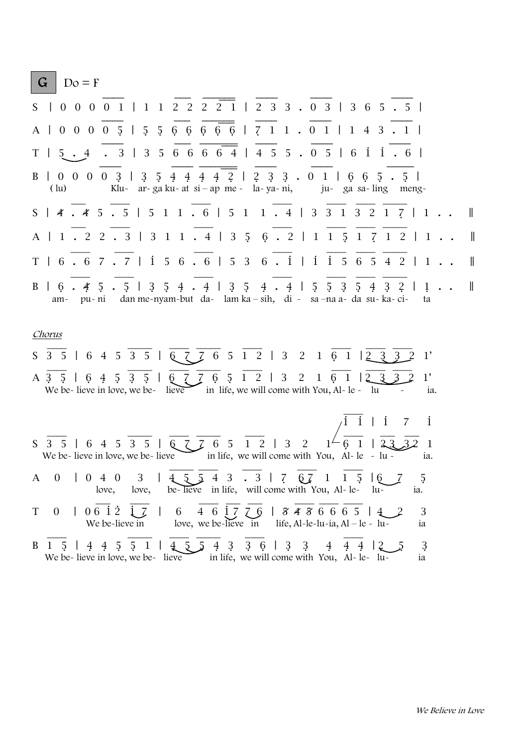**G** Do = F

```
S | 0 0 0 0 1 | 1 1 2 2 2 2 1 | 2 3 3 . 0 3 | 3 6 5 . 5 |
A | 0 0 0 0 5 | 5 5 6 6 6 6 6 | 7 1 1 . 0 1 | 1 4 3 . 1 |
T | 5 . 4  . 3 | 3 5 6 6 6 6 4 | 4 5 5 . 0 5 | 6 1 1 . 6 |
B | 0 0 0 0 3 | 3 5 4 4 4 4 2 | 2 3 3 . 0 1 | 6 6 5 . 5 |
   (lu)        Klu- ar-ga ku-at si – ap me - la-ya-ni,   ju- ga sa-ling  meng-

S | 4 . 4 5 . 5 | 5 1 1 . 6 | 5 1  1 . 4 | 3 3 1 3 2 1 7 | 1 . .  ||
A | 1 . 2 2 . 3 | 3 1 1 . 4 | 3 5  6 . 2 | 1 1 5 1 7 1 2 | 1 . .  ||
T | 6 . 6 7 . 7 | 1 5 6 . 6 | 5 3  6 . 1 | 1 1 5 6 5 4 2 | 1 . .  ||
B | 6 . 4 5 . 5 | 3 5 4 . 4 | 3 5  4 . 4 | 5 5 3 5 4 3 2 | 1 . .  ||
   am-  pu- ni   dan me-nyam-but da- lam ka – sih,  di - sa –na a- da su- ka- ci-  ta
```

*Chorus*

```
S 3 5 | 6 4 5 3 5 | 6 7 7 6 5 1 2 | 3  2  1 6 1 | 2 3 3 2  1'
A 3 5 | 6 4 5 3 5 | 6 7 7 6 5 1 2 | 3  2  1 6 1 | 2 3 3 2  1'
  We be- lieve in love, we be- lieve  in life, we will come with You, Al- le - lu  -  ia.

                                            1 1 | 1  7  1
S 3 5 | 6 4 5 3 5 | 6 7 7 6 5  1 2 | 3  2   1  6 1 | 2 3 3 2  1
  We be- lieve in love, we be- lieve   in life, we will come with You, Al- le - lu -  ia.

A  0  | 0 4 0  3  | 4 5 5 4 3  . 3 | 7  6 7  1  1 5 | 6  7   5
            love,  love,  be- lieve  in life,  will come with You, Al- le-  lu-   ia.

T  0  | 0 6 1 2 1 7 |  6  4 6 1 7 7 6 | 3 4 3 6 6 6 5 | 4  2   3
          We be-lieve in   love, we be-lieve in  life, Al-le-lu-ia, Al – le - lu-  ia

B 1 5 | 4 4 5 5 1 | 4 5 5 4 3  3 6 | 3  3   4  4 4 | 2  5   3
  We be- lieve in love, we be- lieve   in life, we will come with You, Al- le- lu-  ia
```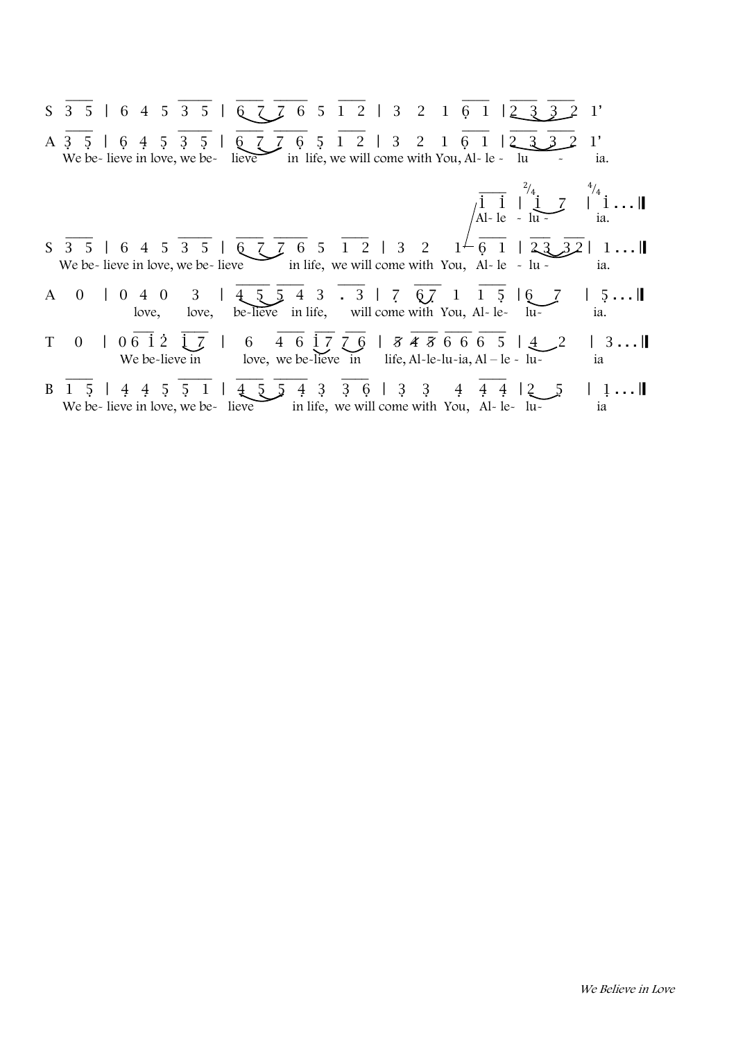S 3 5 | 6 4 5 3 5 | 6 7 7 6 5 1 2 | 3 2 1 6 1 | 2 3 3 2 1'

A 3 5 | 6 4 5 3 5 | 6 7 7 6 5 1 2 | 3 2 1 6 1 | 2 3 3 2 1'

We be- lieve in love, we be- lieve in life, we will come with You, Al- le - lu - ia.

1 1 | 2/4 1 7 | 4/4 1 . . . ||

Al- le - lu - ia.

S 3 5 | 6 4 5 3 5 | 6 7 7 6 5 1 2 | 3 2 1 6 1 | 2 3 3 2 | 1 . . . ||

We be- lieve in love, we be- lieve in life, we will come with You, Al- le - lu - ia.

A 0 | 0 4 0 3 | 4 5 5 4 3 . 3 | 7 6 7 1 1 5 | 6 7 | 5 . . . ||

love, love, be-lieve in life, will come with You, Al- le- lu- ia.

T 0 | 0 6 1 2 1 7 | 6 4 6 1 7 7 6 | 5 4 5 6 6 6 5 | 4 2 | 3 . . . ||

We be-lieve in love, we be-lieve in life, Al-le-lu-ia, Al – le - lu- ia

B 1 5 | 4 4 5 5 1 | 4 5 5 4 3 3 6 | 3 3 4 4 4 | 2 5 | 1 . . . ||

We be- lieve in love, we be- lieve in life, we will come with You, Al- le- lu- ia

*We Believe in Love*